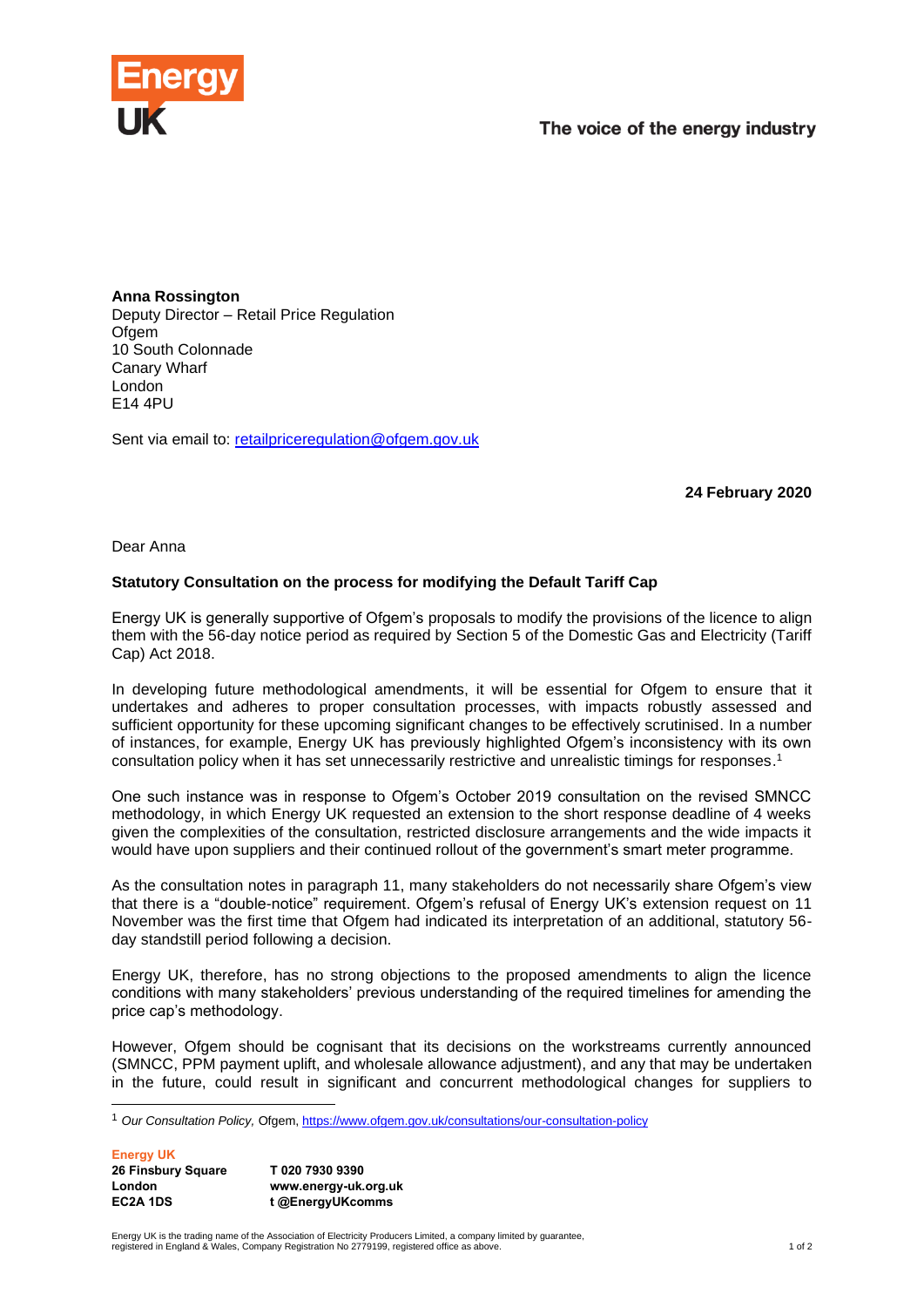Energy UK

The voice of the energy industry

**Anna Rossington**
Deputy Director – Retail Price Regulation
Ofgem
10 South Colonnade
Canary Wharf
London
E14 4PU

Sent via email to: [retailpriceregulation@ofgem.gov.uk](mailto:retailpriceregulation@ofgem.gov.uk)

**24 February 2020**

Dear Anna

**Statutory Consultation on the process for modifying the Default Tariff Cap**

Energy UK is generally supportive of Ofgem's proposals to modify the provisions of the licence to align them with the 56-day notice period as required by Section 5 of the Domestic Gas and Electricity (Tariff Cap) Act 2018.

In developing future methodological amendments, it will be essential for Ofgem to ensure that it undertakes and adheres to proper consultation processes, with impacts robustly assessed and sufficient opportunity for these upcoming significant changes to be effectively scrutinised. In a number of instances, for example, Energy UK has previously highlighted Ofgem's inconsistency with its own consultation policy when it has set unnecessarily restrictive and unrealistic timings for responses.[1]

One such instance was in response to Ofgem's October 2019 consultation on the revised SMNCC methodology, in which Energy UK requested an extension to the short response deadline of 4 weeks given the complexities of the consultation, restricted disclosure arrangements and the wide impacts it would have upon suppliers and their continued rollout of the government's smart meter programme.

As the consultation notes in paragraph 11, many stakeholders do not necessarily share Ofgem's view that there is a "double-notice" requirement. Ofgem's refusal of Energy UK's extension request on 11 November was the first time that Ofgem had indicated its interpretation of an additional, statutory 56-day standstill period following a decision.

Energy UK, therefore, has no strong objections to the proposed amendments to align the licence conditions with many stakeholders' previous understanding of the required timelines for amending the price cap's methodology.

However, Ofgem should be cognisant that its decisions on the workstreams currently announced (SMNCC, PPM payment uplift, and wholesale allowance adjustment), and any that may be undertaken in the future, could result in significant and concurrent methodological changes for suppliers to

---

[1] *Our Consultation Policy,* Ofgem, [https://www.ofgem.gov.uk/consultations/our-consultation-policy](https://www.ofgem.gov.uk/consultations/our-consultation-policy)

**Energy UK**
**26 Finsbury Square**
**London**
**EC2A 1DS**

**T 020 7930 9390**
**www.energy-uk.org.uk**
**t @EnergyUKcomms**

Energy UK is the trading name of the Association of Electricity Producers Limited, a company limited by guarantee, registered in England & Wales, Company Registration No 2779199, registered office as above.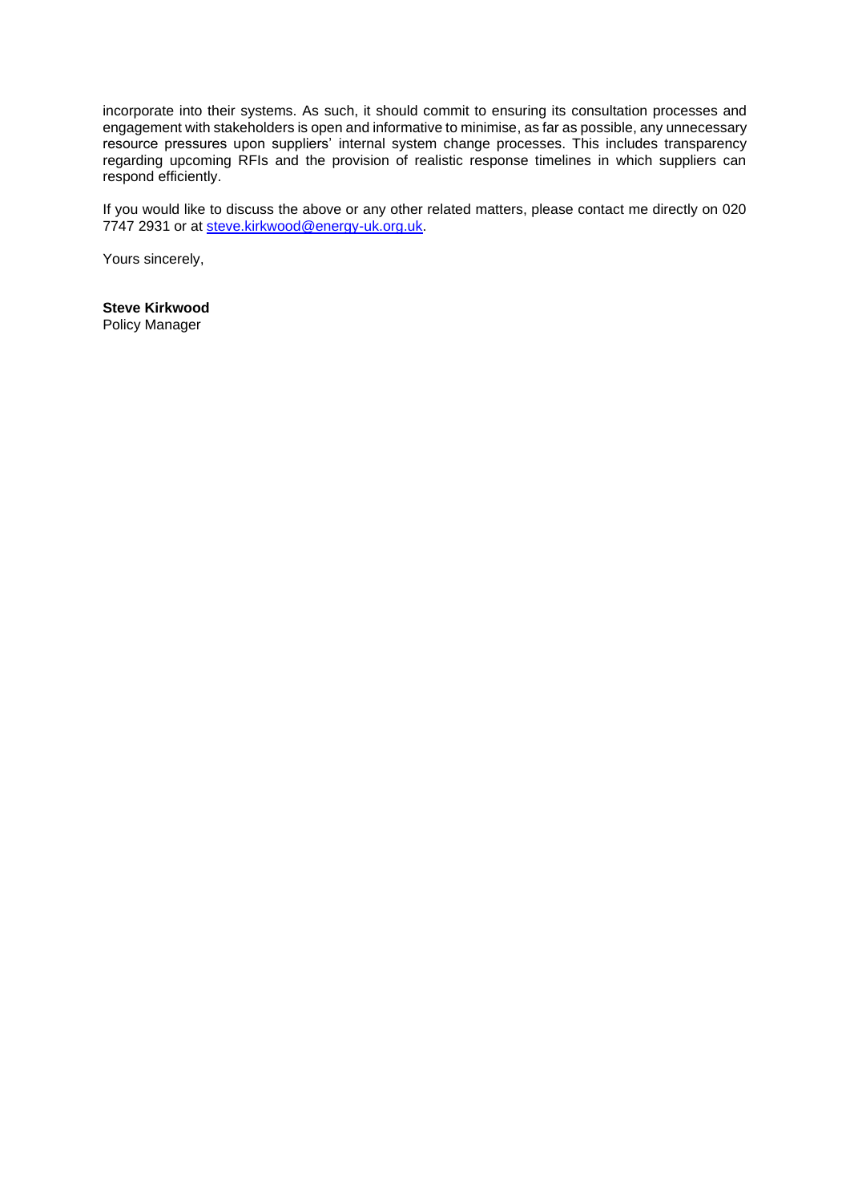incorporate into their systems. As such, it should commit to ensuring its consultation processes and engagement with stakeholders is open and informative to minimise, as far as possible, any unnecessary resource pressures upon suppliers' internal system change processes. This includes transparency regarding upcoming RFIs and the provision of realistic response timelines in which suppliers can respond efficiently.

If you would like to discuss the above or any other related matters, please contact me directly on 020 7747 2931 or at steve.kirkwood@energy-uk.org.uk.

Yours sincerely,

**Steve Kirkwood**
Policy Manager